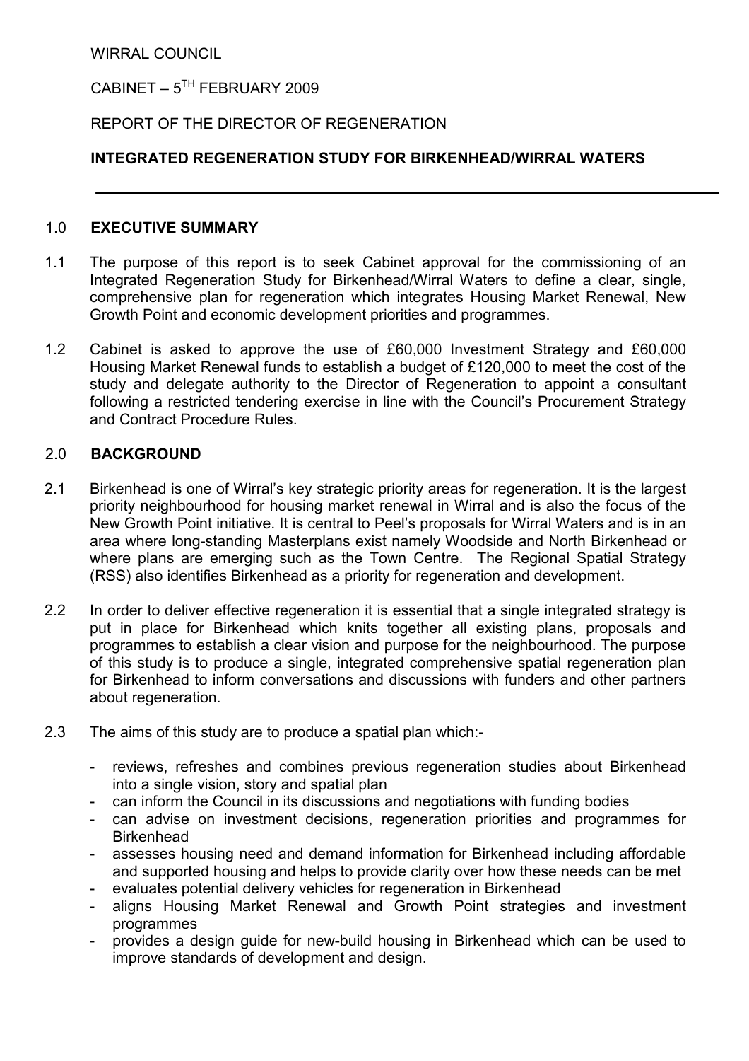WIRRAL COUNCIL

CABINET – 5TH FEBRUARY 2009

REPORT OF THE DIRECTOR OF REGENERATION

**INTEGRATED REGENERATION STUDY FOR BIRKENHEAD/WIRRAL WATERS**

---

## 1.0 EXECUTIVE SUMMARY

1.1 The purpose of this report is to seek Cabinet approval for the commissioning of an Integrated Regeneration Study for Birkenhead/Wirral Waters to define a clear, single, comprehensive plan for regeneration which integrates Housing Market Renewal, New Growth Point and economic development priorities and programmes.

1.2 Cabinet is asked to approve the use of £60,000 Investment Strategy and £60,000 Housing Market Renewal funds to establish a budget of £120,000 to meet the cost of the study and delegate authority to the Director of Regeneration to appoint a consultant following a restricted tendering exercise in line with the Council's Procurement Strategy and Contract Procedure Rules.

## 2.0 BACKGROUND

2.1 Birkenhead is one of Wirral's key strategic priority areas for regeneration. It is the largest priority neighbourhood for housing market renewal in Wirral and is also the focus of the New Growth Point initiative. It is central to Peel's proposals for Wirral Waters and is in an area where long-standing Masterplans exist namely Woodside and North Birkenhead or where plans are emerging such as the Town Centre. The Regional Spatial Strategy (RSS) also identifies Birkenhead as a priority for regeneration and development.

2.2 In order to deliver effective regeneration it is essential that a single integrated strategy is put in place for Birkenhead which knits together all existing plans, proposals and programmes to establish a clear vision and purpose for the neighbourhood. The purpose of this study is to produce a single, integrated comprehensive spatial regeneration plan for Birkenhead to inform conversations and discussions with funders and other partners about regeneration.

2.3 The aims of this study are to produce a spatial plan which:-

- reviews, refreshes and combines previous regeneration studies about Birkenhead into a single vision, story and spatial plan
- can inform the Council in its discussions and negotiations with funding bodies
- can advise on investment decisions, regeneration priorities and programmes for Birkenhead
- assesses housing need and demand information for Birkenhead including affordable and supported housing and helps to provide clarity over how these needs can be met
- evaluates potential delivery vehicles for regeneration in Birkenhead
- aligns Housing Market Renewal and Growth Point strategies and investment programmes
- provides a design guide for new-build housing in Birkenhead which can be used to improve standards of development and design.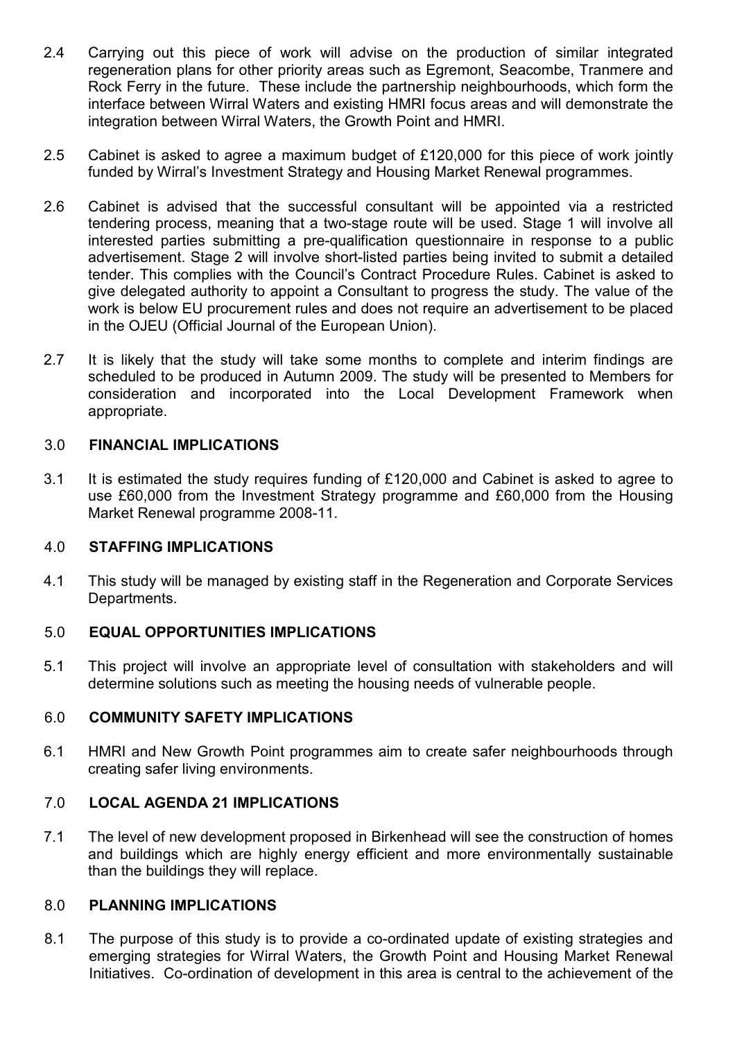2.4 Carrying out this piece of work will advise on the production of similar integrated regeneration plans for other priority areas such as Egremont, Seacombe, Tranmere and Rock Ferry in the future. These include the partnership neighbourhoods, which form the interface between Wirral Waters and existing HMRI focus areas and will demonstrate the integration between Wirral Waters, the Growth Point and HMRI.

2.5 Cabinet is asked to agree a maximum budget of £120,000 for this piece of work jointly funded by Wirral's Investment Strategy and Housing Market Renewal programmes.

2.6 Cabinet is advised that the successful consultant will be appointed via a restricted tendering process, meaning that a two-stage route will be used. Stage 1 will involve all interested parties submitting a pre-qualification questionnaire in response to a public advertisement. Stage 2 will involve short-listed parties being invited to submit a detailed tender. This complies with the Council's Contract Procedure Rules. Cabinet is asked to give delegated authority to appoint a Consultant to progress the study. The value of the work is below EU procurement rules and does not require an advertisement to be placed in the OJEU (Official Journal of the European Union).

2.7 It is likely that the study will take some months to complete and interim findings are scheduled to be produced in Autumn 2009. The study will be presented to Members for consideration and incorporated into the Local Development Framework when appropriate.

## 3.0 FINANCIAL IMPLICATIONS

3.1 It is estimated the study requires funding of £120,000 and Cabinet is asked to agree to use £60,000 from the Investment Strategy programme and £60,000 from the Housing Market Renewal programme 2008-11.

## 4.0 STAFFING IMPLICATIONS

4.1 This study will be managed by existing staff in the Regeneration and Corporate Services Departments.

## 5.0 EQUAL OPPORTUNITIES IMPLICATIONS

5.1 This project will involve an appropriate level of consultation with stakeholders and will determine solutions such as meeting the housing needs of vulnerable people.

## 6.0 COMMUNITY SAFETY IMPLICATIONS

6.1 HMRI and New Growth Point programmes aim to create safer neighbourhoods through creating safer living environments.

## 7.0 LOCAL AGENDA 21 IMPLICATIONS

7.1 The level of new development proposed in Birkenhead will see the construction of homes and buildings which are highly energy efficient and more environmentally sustainable than the buildings they will replace.

## 8.0 PLANNING IMPLICATIONS

8.1 The purpose of this study is to provide a co-ordinated update of existing strategies and emerging strategies for Wirral Waters, the Growth Point and Housing Market Renewal Initiatives. Co-ordination of development in this area is central to the achievement of the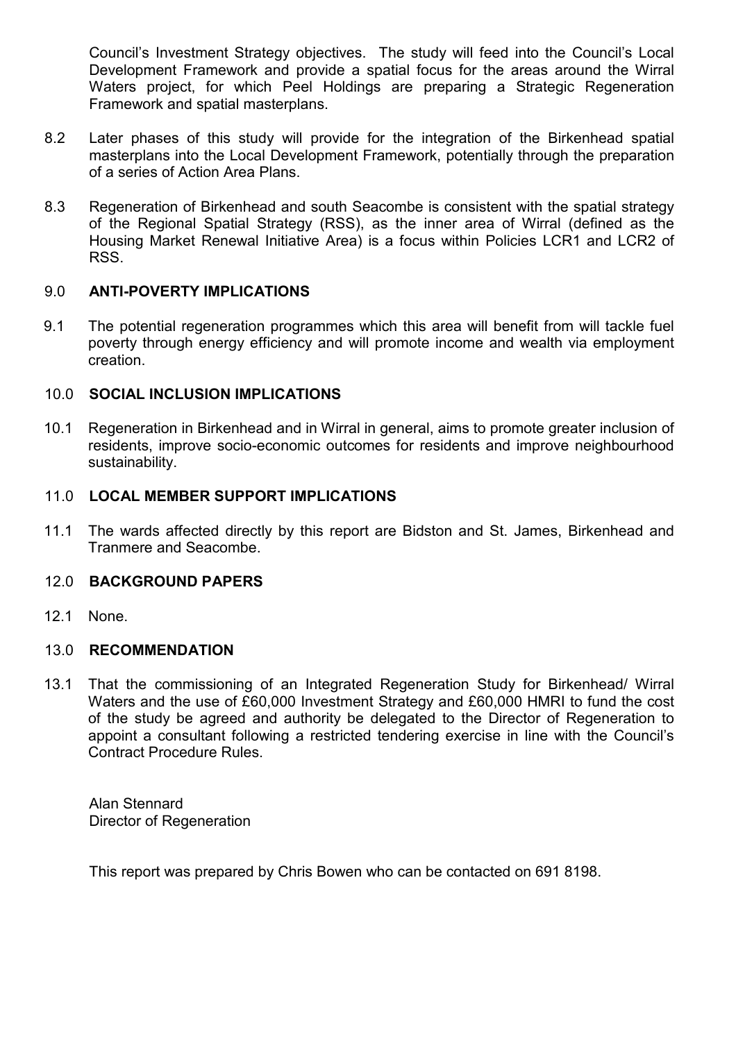Council's Investment Strategy objectives. The study will feed into the Council's Local Development Framework and provide a spatial focus for the areas around the Wirral Waters project, for which Peel Holdings are preparing a Strategic Regeneration Framework and spatial masterplans.

8.2 Later phases of this study will provide for the integration of the Birkenhead spatial masterplans into the Local Development Framework, potentially through the preparation of a series of Action Area Plans.

8.3 Regeneration of Birkenhead and south Seacombe is consistent with the spatial strategy of the Regional Spatial Strategy (RSS), as the inner area of Wirral (defined as the Housing Market Renewal Initiative Area) is a focus within Policies LCR1 and LCR2 of RSS.

## 9.0 ANTI-POVERTY IMPLICATIONS

9.1 The potential regeneration programmes which this area will benefit from will tackle fuel poverty through energy efficiency and will promote income and wealth via employment creation.

## 10.0 SOCIAL INCLUSION IMPLICATIONS

10.1 Regeneration in Birkenhead and in Wirral in general, aims to promote greater inclusion of residents, improve socio-economic outcomes for residents and improve neighbourhood sustainability.

## 11.0 LOCAL MEMBER SUPPORT IMPLICATIONS

11.1 The wards affected directly by this report are Bidston and St. James, Birkenhead and Tranmere and Seacombe.

## 12.0 BACKGROUND PAPERS

12.1 None.

## 13.0 RECOMMENDATION

13.1 That the commissioning of an Integrated Regeneration Study for Birkenhead/ Wirral Waters and the use of £60,000 Investment Strategy and £60,000 HMRI to fund the cost of the study be agreed and authority be delegated to the Director of Regeneration to appoint a consultant following a restricted tendering exercise in line with the Council's Contract Procedure Rules.

Alan Stennard
Director of Regeneration

This report was prepared by Chris Bowen who can be contacted on 691 8198.